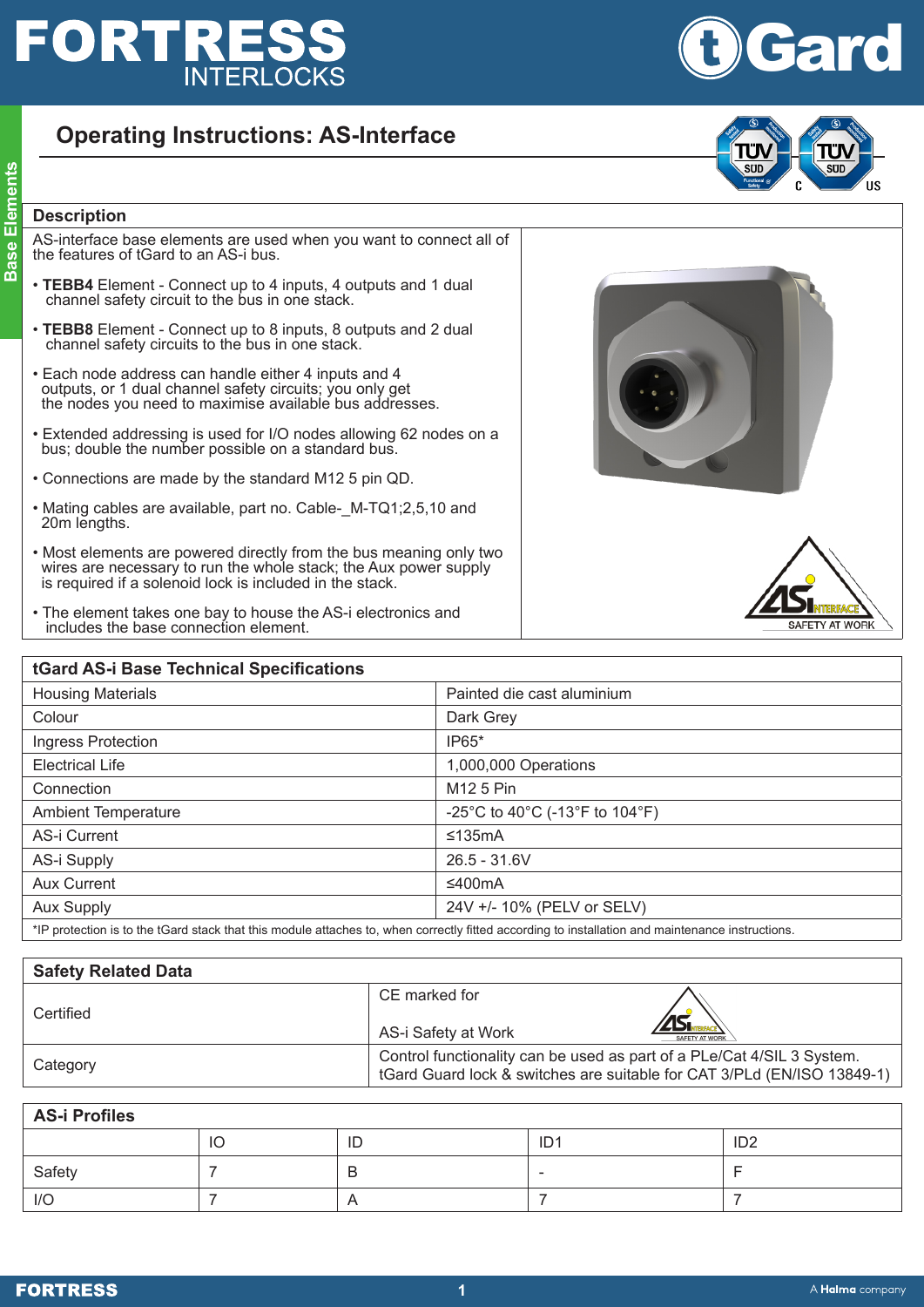# Operating Instructions: AS-Interface

## Description

AS-interface base elements are used when you want to connect all of the features of tGard to an AS-i bus.

- **TEBB4** Element - Connect up to 4 inputs, 4 outputs and 1 dual channel safety circuit to the bus in one stack.
- **TEBB8** Element - Connect up to 8 inputs, 8 outputs and 2 dual channel safety circuits to the bus in one stack.
- Each node address can handle either 4 inputs and 4 outputs, or 1 dual channel safety circuits; you only get the nodes you need to maximise available bus addresses.
- Extended addressing is used for I/O nodes allowing 62 nodes on a bus; double the number possible on a standard bus.
- Connections are made by the standard M12 5 pin QD.
- Mating cables are available, part no. Cable-_M-TQ1;2,5,10 and 20m lengths.
- Most elements are powered directly from the bus meaning only two wires are necessary to run the whole stack; the Aux power supply is required if a solenoid lock is included in the stack.
- The element takes one bay to house the AS-i electronics and includes the base connection element.

## tGard AS-i Base Technical Specifications

| Property | Value |
|---|---|
| Housing Materials | Painted die cast aluminium |
| Colour | Dark Grey |
| Ingress Protection | IP65* |
| Electrical Life | 1,000,000 Operations |
| Connection | M12 5 Pin |
| Ambient Temperature | -25°C to 40°C (-13°F to 104°F) |
| AS-i Current | ≤135mA |
| AS-i Supply | 26.5 - 31.6V |
| Aux Current | ≤400mA |
| Aux Supply | 24V +/- 10% (PELV or SELV) |

*IP protection is to the tGard stack that this module attaches to, when correctly fitted according to installation and maintenance instructions.

## Safety Related Data

| | |
|---|---|
| Certified | CE marked for<br>AS-i Safety at Work |
| Category | Control functionality can be used as part of a PLe/Cat 4/SIL 3 System.<br>tGard Guard lock & switches are suitable for CAT 3/PLd (EN/ISO 13849-1) |

## AS-i Profiles

| | IO | ID | ID1 | ID2 |
|---|---|---|---|---|
| Safety | 7 | B | - | F |
| I/O | 7 | A | 7 | 7 |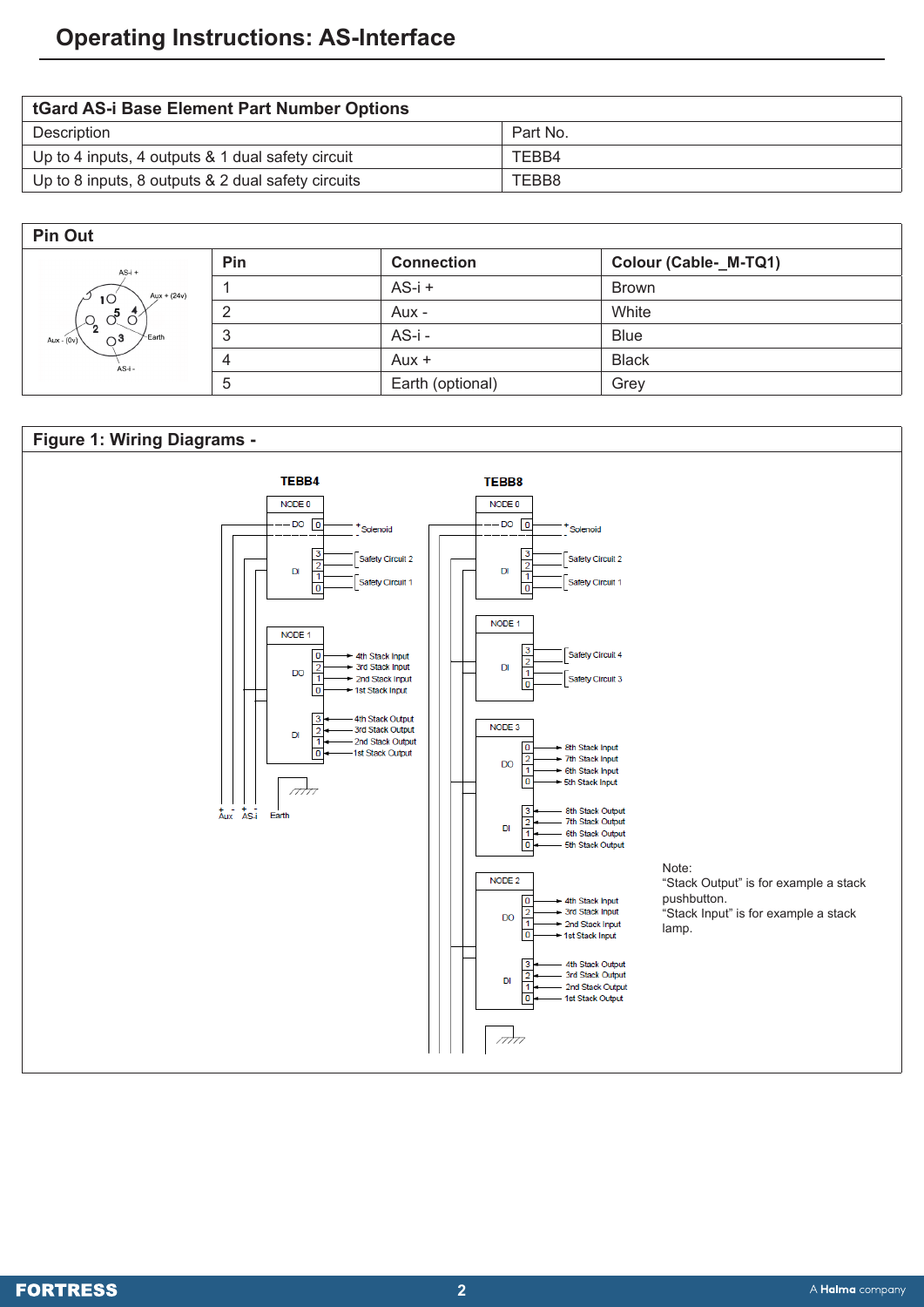# Operating Instructions: AS-Interface

| tGard AS-i Base Element Part Number Options | |
|---|---|
| Description | Part No. |
| Up to 4 inputs, 4 outputs & 1 dual safety circuit | TEBB4 |
| Up to 8 inputs, 8 outputs & 2 dual safety circuits | TEBB8 |

## Pin Out

| Pin | Connection | Colour (Cable-_M-TQ1) |
|---|---|---|
| 1 | AS-i + | Brown |
| 2 | Aux - | White |
| 3 | AS-i - | Blue |
| 4 | Aux + | Black |
| 5 | Earth (optional) | Grey |

## Figure 1: Wiring Diagrams -

Note:
"Stack Output" is for example a stack pushbutton.
"Stack Input" is for example a stack lamp.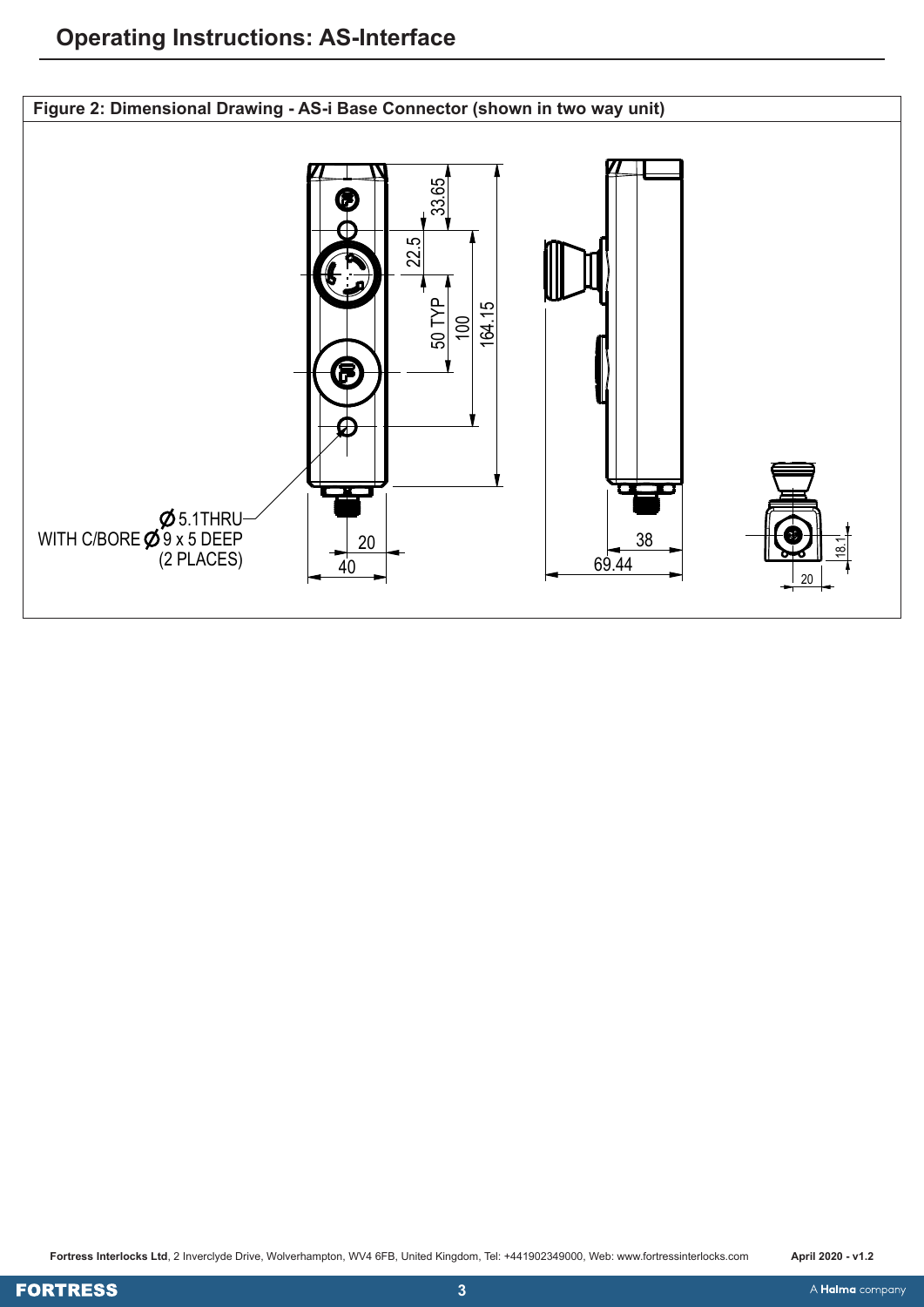## Operating Instructions: AS-Interface

**Figure 2: Dimensional Drawing - AS-i Base Connector (shown in two way unit)**

33.65

22.5

50 TYP

100

164.15

Ø 5.1THRU
WITH C/BORE Ø 9 x 5 DEEP
(2 PLACES)

20

40

38

69.44

18.1

20